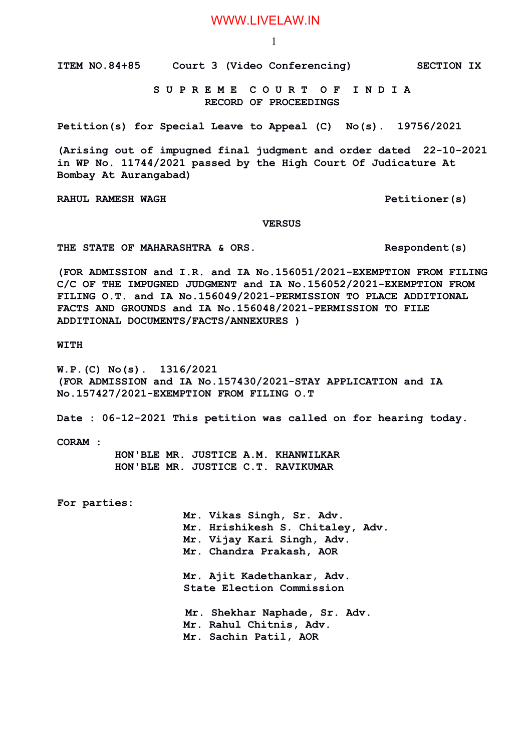ITEM NO.84+85 Court 3 (Video Conferencing) SECTION IX

**S U P R E M E C O U R T O F I N D I A**
**RECORD OF PROCEEDINGS**

Petition(s) for Special Leave to Appeal (C) No(s). 19756/2021

(Arising out of impugned final judgment and order dated 22-10-2021 in WP No. 11744/2021 passed by the High Court Of Judicature At Bombay At Aurangabad)

RAHUL RAMESH WAGH Petitioner(s)

VERSUS

THE STATE OF MAHARASHTRA & ORS. Respondent(s)

(FOR ADMISSION and I.R. and IA No.156051/2021-EXEMPTION FROM FILING C/C OF THE IMPUGNED JUDGMENT and IA No.156052/2021-EXEMPTION FROM FILING O.T. and IA No.156049/2021-PERMISSION TO PLACE ADDITIONAL FACTS AND GROUNDS and IA No.156048/2021-PERMISSION TO FILE ADDITIONAL DOCUMENTS/FACTS/ANNEXURES )

WITH

W.P.(C) No(s). 1316/2021
(FOR ADMISSION and IA No.157430/2021-STAY APPLICATION and IA No.157427/2021-EXEMPTION FROM FILING O.T

Date : 06-12-2021 This petition was called on for hearing today.

CORAM :
HON'BLE MR. JUSTICE A.M. KHANWILKAR
HON'BLE MR. JUSTICE C.T. RAVIKUMAR

For parties:

Mr. Vikas Singh, Sr. Adv.
Mr. Hrishikesh S. Chitaley, Adv.
Mr. Vijay Kari Singh, Adv.
Mr. Chandra Prakash, AOR

Mr. Ajit Kadethankar, Adv.
State Election Commission

Mr. Shekhar Naphade, Sr. Adv.
Mr. Rahul Chitnis, Adv.
Mr. Sachin Patil, AOR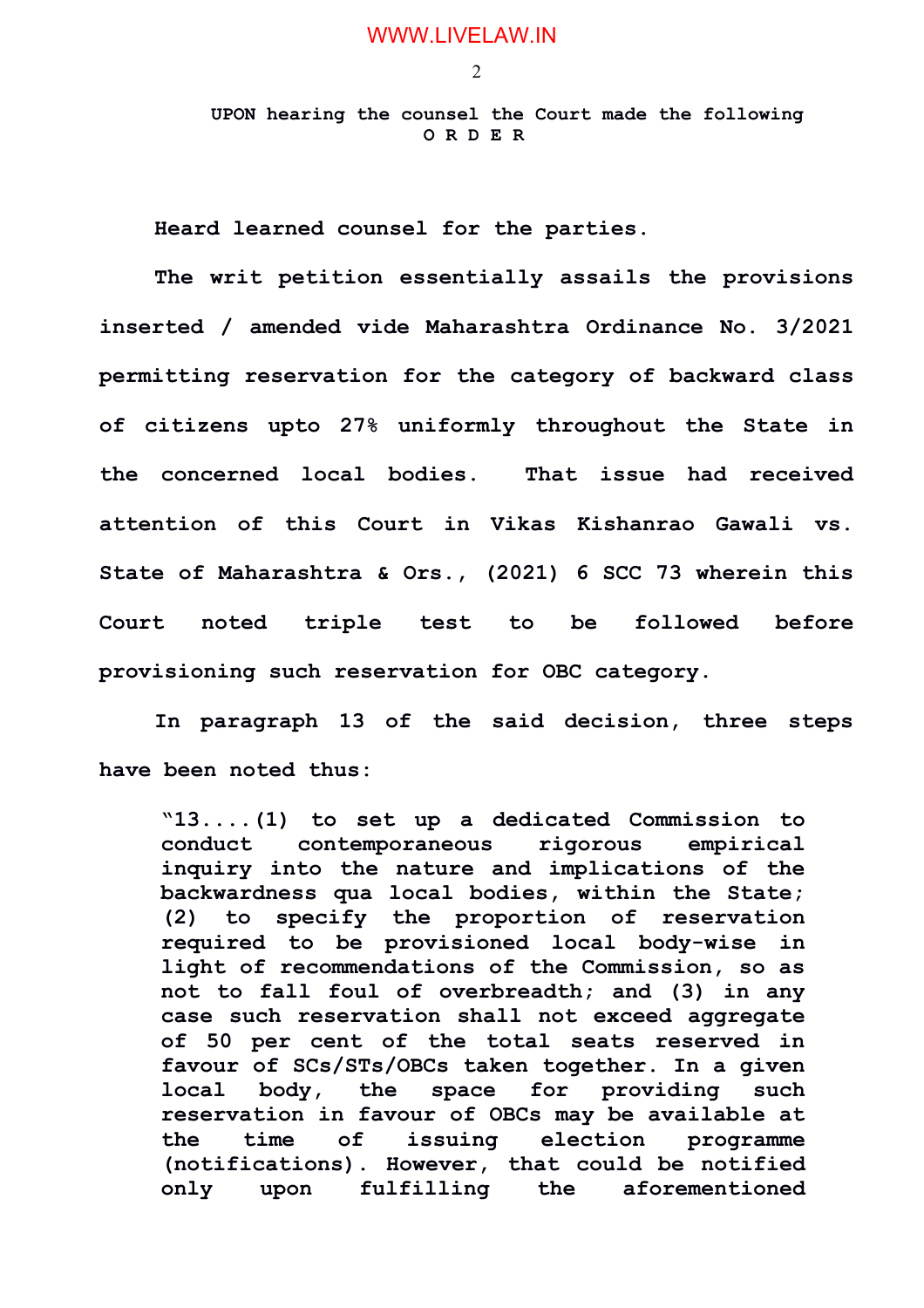**UPON hearing the counsel the Court made the following**
**O R D E R**

**Heard learned counsel for the parties.**

**The writ petition essentially assails the provisions inserted / amended vide Maharashtra Ordinance No. 3/2021 permitting reservation for the category of backward class of citizens upto 27% uniformly throughout the State in the concerned local bodies. That issue had received attention of this Court in Vikas Kishanrao Gawali vs. State of Maharashtra & Ors., (2021) 6 SCC 73 wherein this Court noted triple test to be followed before provisioning such reservation for OBC category.**

**In paragraph 13 of the said decision, three steps have been noted thus:**

> **"13....(1) to set up a dedicated Commission to conduct contemporaneous rigorous empirical inquiry into the nature and implications of the backwardness qua local bodies, within the State; (2) to specify the proportion of reservation required to be provisioned local body-wise in light of recommendations of the Commission, so as not to fall foul of overbreadth; and (3) in any case such reservation shall not exceed aggregate of 50 per cent of the total seats reserved in favour of SCs/STs/OBCs taken together. In a given local body, the space for providing such reservation in favour of OBCs may be available at the time of issuing election programme (notifications). However, that could be notified only upon fulfilling the aforementioned**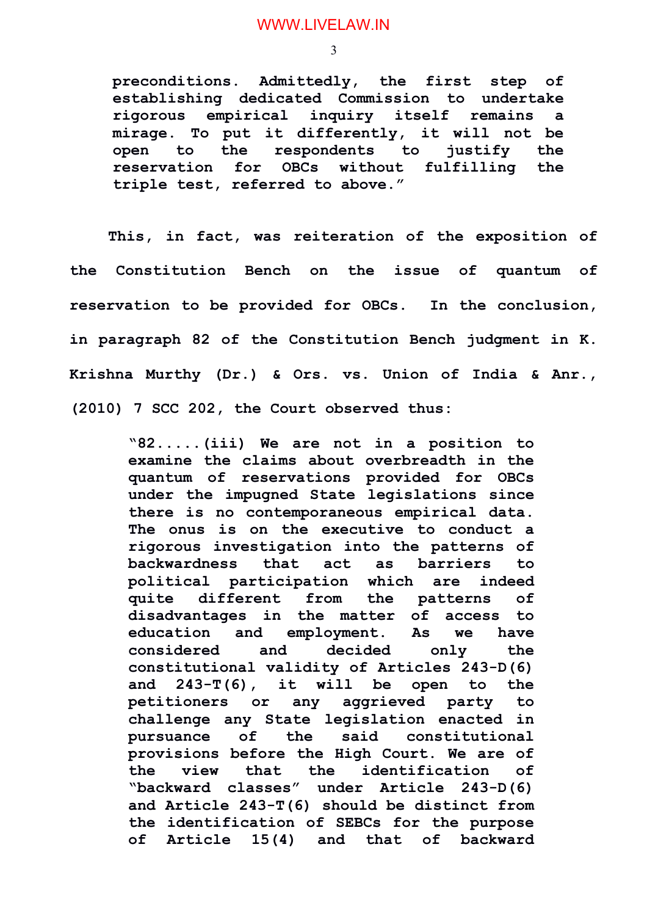> **preconditions. Admittedly, the first step of establishing dedicated Commission to undertake rigorous empirical inquiry itself remains a mirage. To put it differently, it will not be open to the respondents to justify the reservation for OBCs without fulfilling the triple test, referred to above."**

**This, in fact, was reiteration of the exposition of the Constitution Bench on the issue of quantum of reservation to be provided for OBCs. In the conclusion, in paragraph 82 of the Constitution Bench judgment in K. Krishna Murthy (Dr.) & Ors. vs. Union of India & Anr., (2010) 7 SCC 202, the Court observed thus:**

> **"82.....(iii) We are not in a position to examine the claims about overbreadth in the quantum of reservations provided for OBCs under the impugned State legislations since there is no contemporaneous empirical data. The onus is on the executive to conduct a rigorous investigation into the patterns of backwardness that act as barriers to political participation which are indeed quite different from the patterns of disadvantages in the matter of access to education and employment. As we have considered and decided only the constitutional validity of Articles 243-D(6) and 243-T(6), it will be open to the petitioners or any aggrieved party to challenge any State legislation enacted in pursuance of the said constitutional provisions before the High Court. We are of the view that the identification of "backward classes" under Article 243-D(6) and Article 243-T(6) should be distinct from the identification of SEBCs for the purpose of Article 15(4) and that of backward**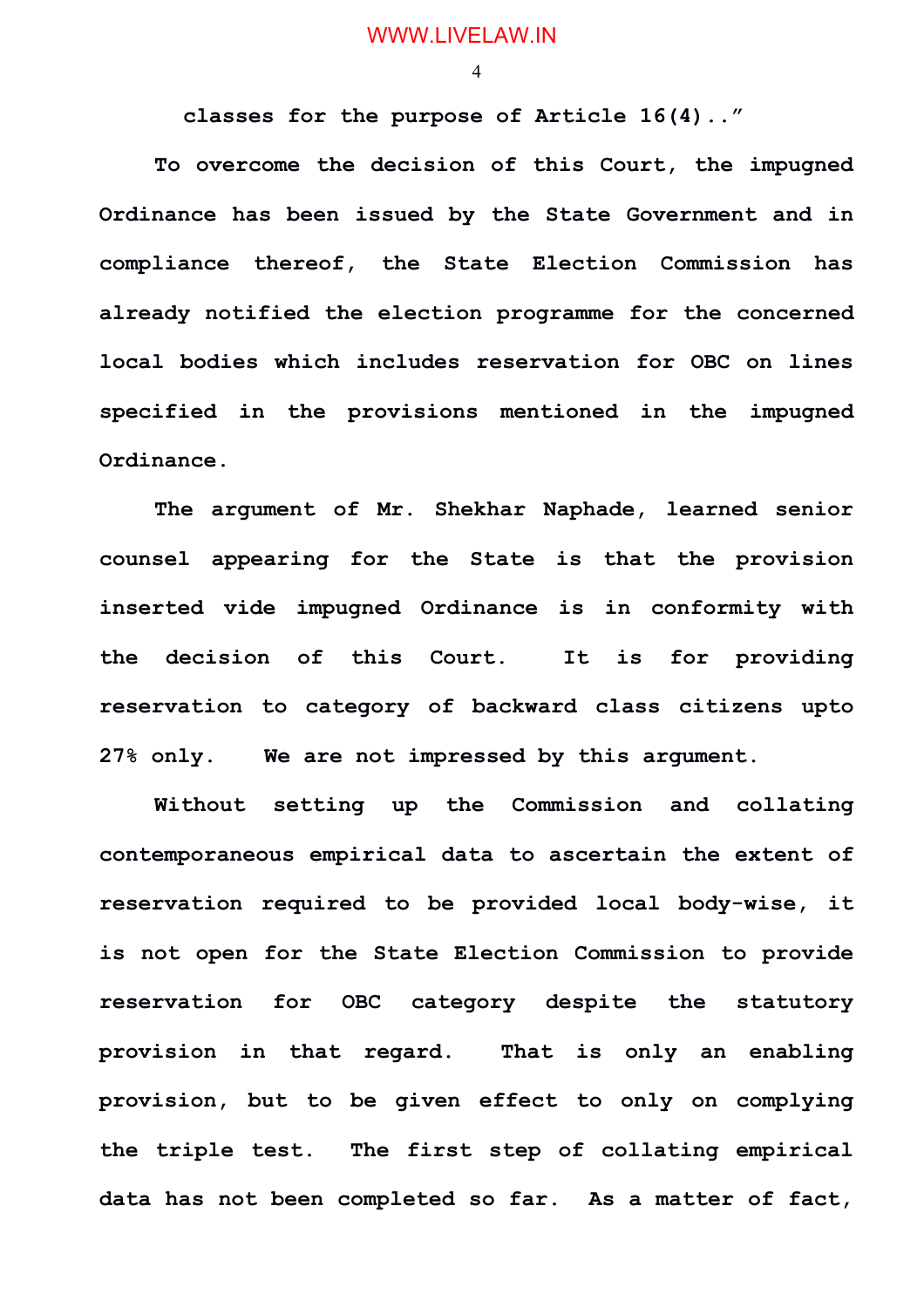classes for the purpose of Article 16(4)..”

To overcome the decision of this Court, the impugned Ordinance has been issued by the State Government and in compliance thereof, the State Election Commission has already notified the election programme for the concerned local bodies which includes reservation for OBC on lines specified in the provisions mentioned in the impugned Ordinance.

The argument of Mr. Shekhar Naphade, learned senior counsel appearing for the State is that the provision inserted vide impugned Ordinance is in conformity with the decision of this Court. It is for providing reservation to category of backward class citizens upto 27% only. We are not impressed by this argument.

Without setting up the Commission and collating contemporaneous empirical data to ascertain the extent of reservation required to be provided local body-wise, it is not open for the State Election Commission to provide reservation for OBC category despite the statutory provision in that regard. That is only an enabling provision, but to be given effect to only on complying the triple test. The first step of collating empirical data has not been completed so far. As a matter of fact,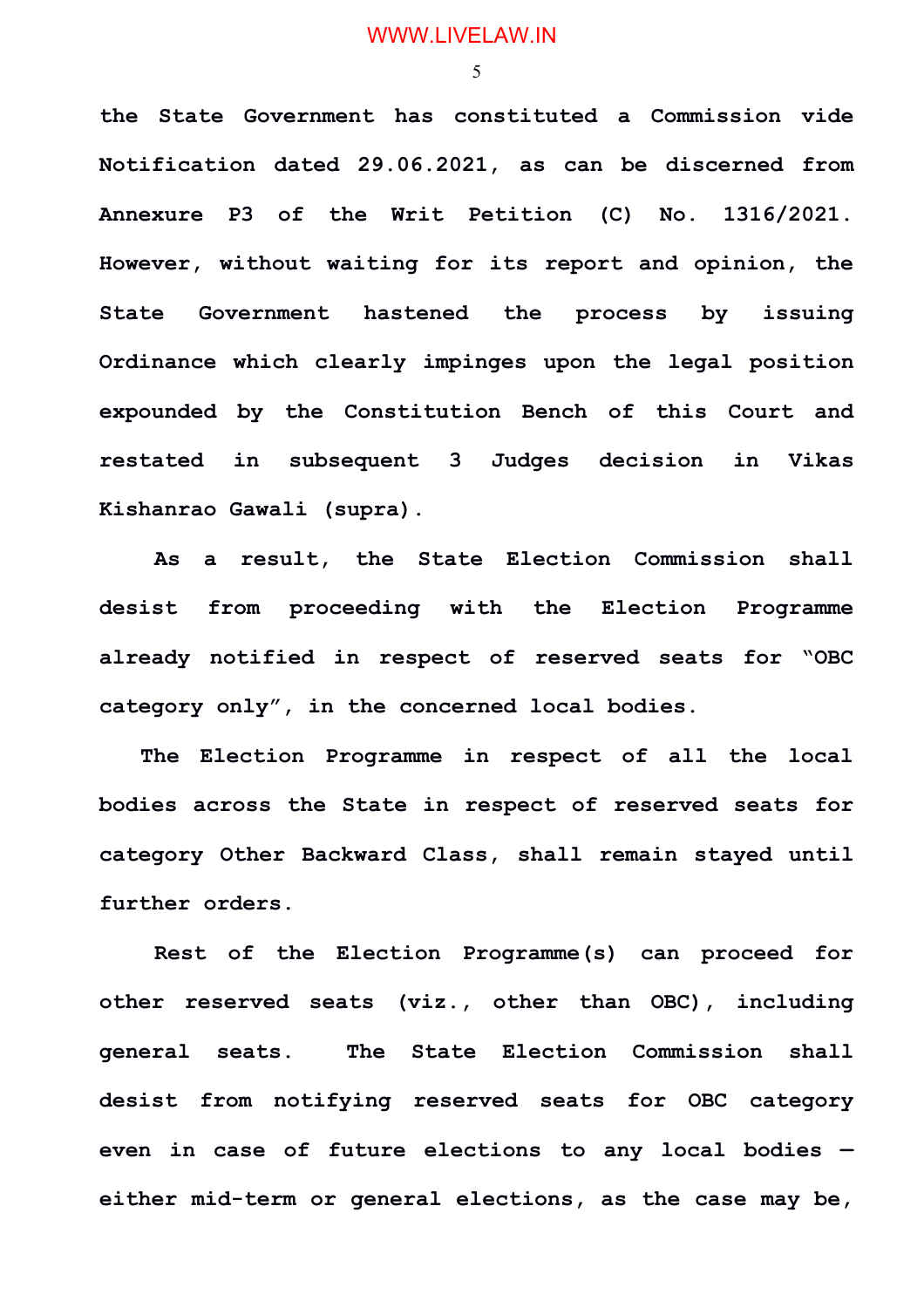**the State Government has constituted a Commission vide Notification dated 29.06.2021, as can be discerned from Annexure P3 of the Writ Petition (C) No. 1316/2021. However, without waiting for its report and opinion, the State Government hastened the process by issuing Ordinance which clearly impinges upon the legal position expounded by the Constitution Bench of this Court and restated in subsequent 3 Judges decision in Vikas Kishanrao Gawali (supra).**

**As a result, the State Election Commission shall desist from proceeding with the Election Programme already notified in respect of reserved seats for "OBC category only", in the concerned local bodies.**

**The Election Programme in respect of all the local bodies across the State in respect of reserved seats for category Other Backward Class, shall remain stayed until further orders.**

**Rest of the Election Programme(s) can proceed for other reserved seats (viz., other than OBC), including general seats. The State Election Commission shall desist from notifying reserved seats for OBC category even in case of future elections to any local bodies – either mid-term or general elections, as the case may be,**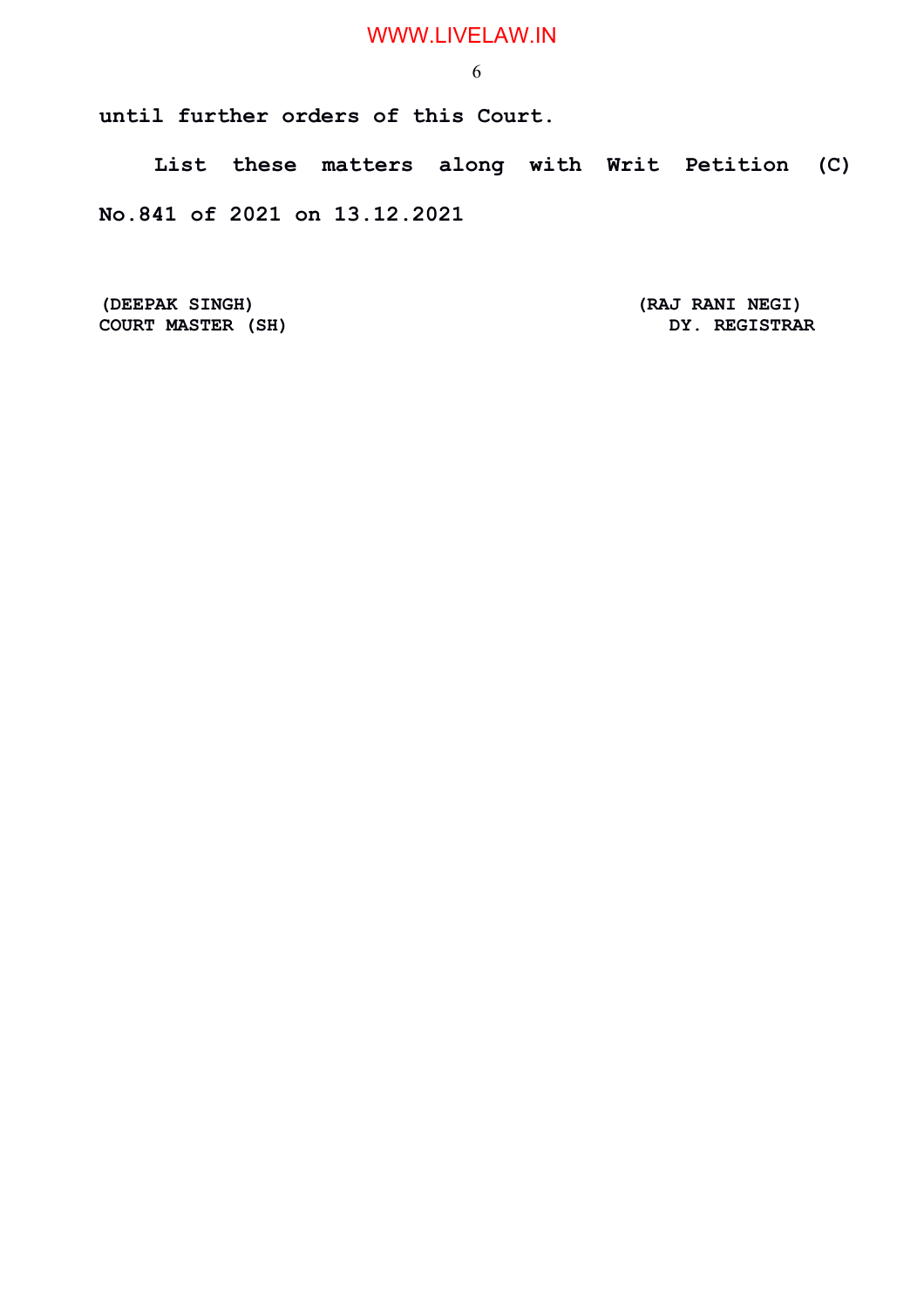**until further orders of this Court.**

**List these matters along with Writ Petition (C) No.841 of 2021 on 13.12.2021**

**(DEEPAK SINGH)**
**COURT MASTER (SH)**

**(RAJ RANI NEGI)**
**DY. REGISTRAR**